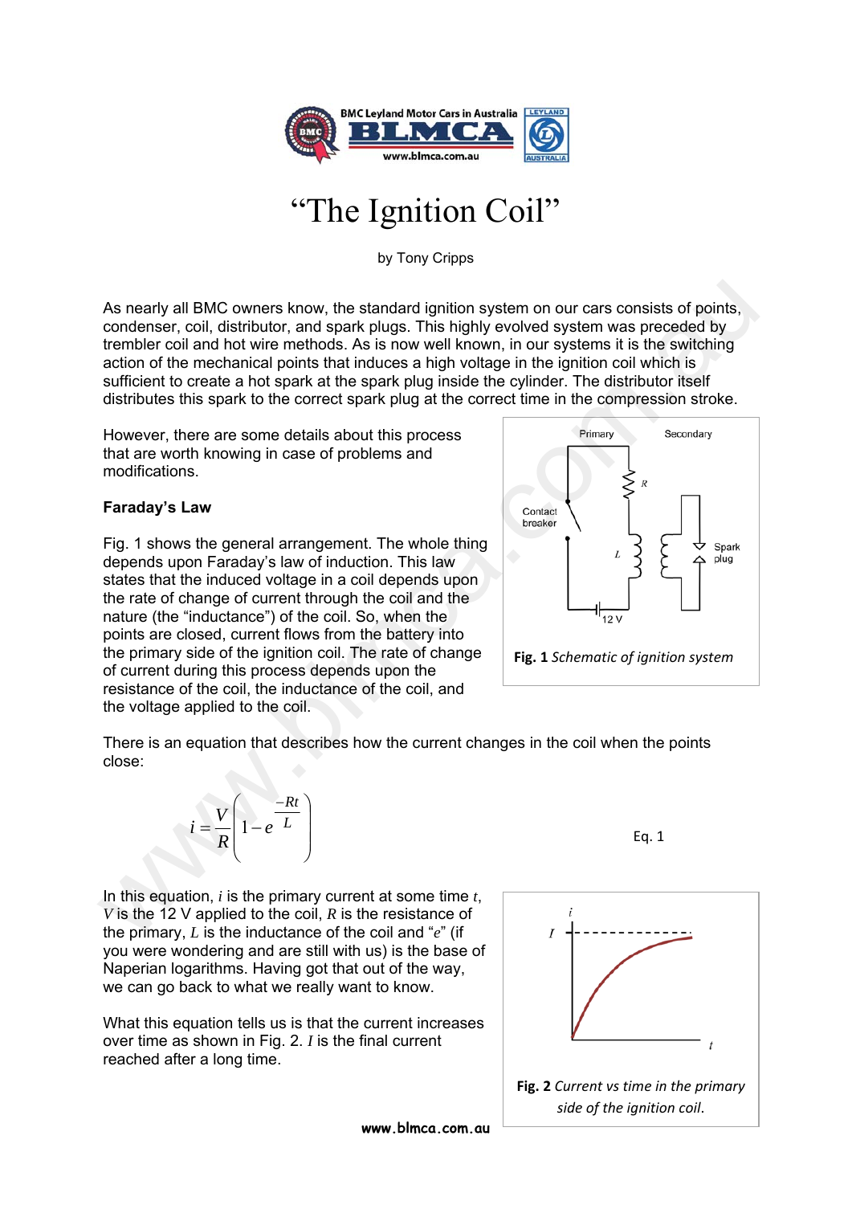# "The Ignition Coil"

by Tony Cripps

As nearly all BMC owners know, the standard ignition system on our cars consists of points, condenser, coil, distributor, and spark plugs. This highly evolved system was preceded by trembler coil and hot wire methods. As is now well known, in our systems it is the switching action of the mechanical points that induces a high voltage in the ignition coil which is sufficient to create a hot spark at the spark plug inside the cylinder. The distributor itself distributes this spark to the correct spark plug at the correct time in the compression stroke.

However, there are some details about this process that are worth knowing in case of problems and modifications.

**Faraday's Law**

Fig. 1 shows the general arrangement. The whole thing depends upon Faraday's law of induction. This law states that the induced voltage in a coil depends upon the rate of change of current through the coil and the nature (the "inductance") of the coil. So, when the points are closed, current flows from the battery into the primary side of the ignition coil. The rate of change of current during this process depends upon the resistance of the coil, the inductance of the coil, and the voltage applied to the coil.

**Fig. 1** *Schematic of ignition system*

There is an equation that describes how the current changes in the coil when the points close:

$$i = \frac{V}{R}\left(1 - e^{\frac{-Rt}{L}}\right) \qquad \text{Eq. 1}$$

In this equation, $i$ is the primary current at some time $t$, $V$ is the 12 V applied to the coil, $R$ is the resistance of the primary, $L$ is the inductance of the coil and "$e$" (if you were wondering and are still with us) is the base of Naperian logarithms. Having got that out of the way, we can go back to what we really want to know.

What this equation tells us is that the current increases over time as shown in Fig. 2. $I$ is the final current reached after a long time.

**Fig. 2** *Current vs time in the primary side of the ignition coil.*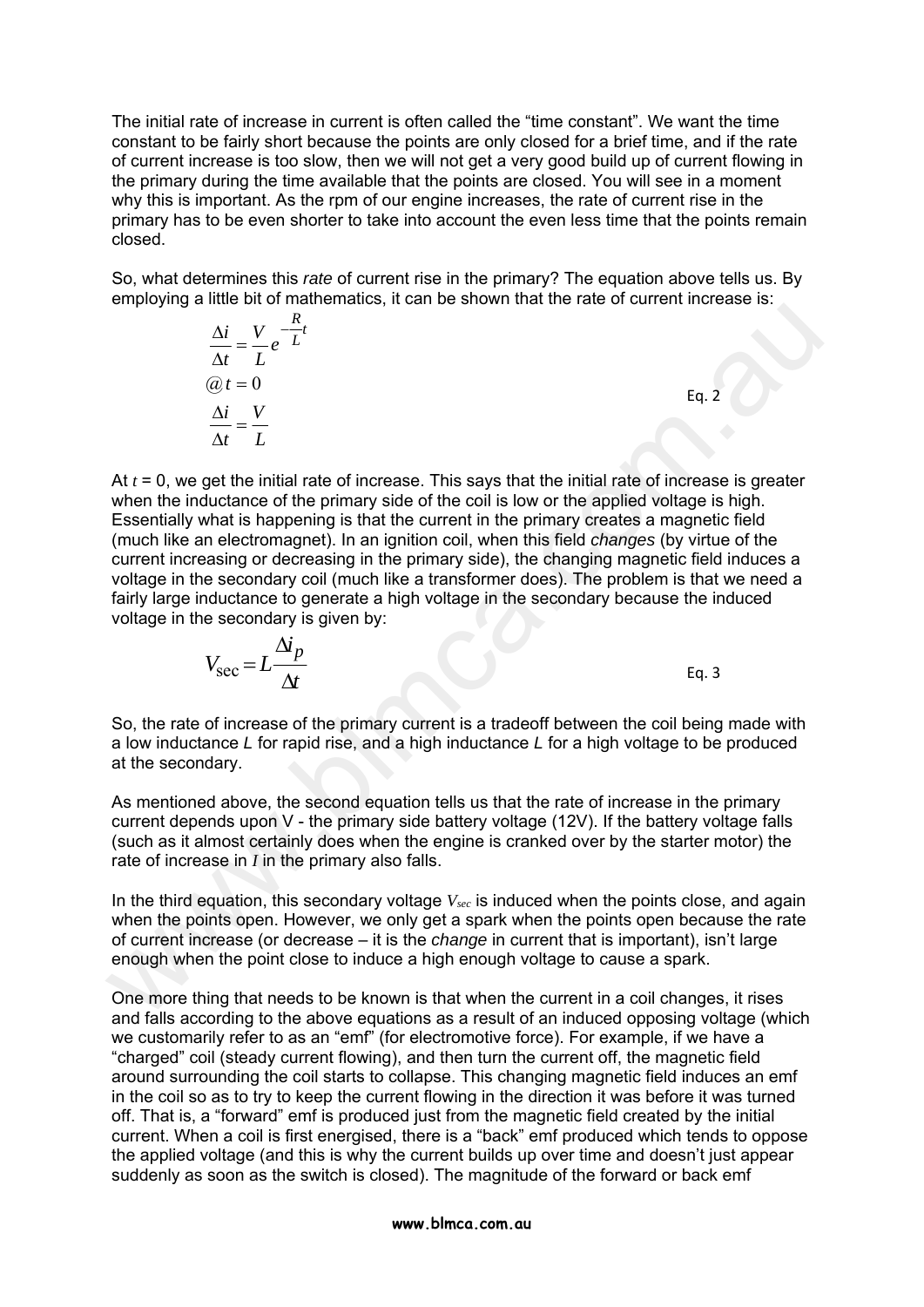The initial rate of increase in current is often called the “time constant”. We want the time constant to be fairly short because the points are only closed for a brief time, and if the rate of current increase is too slow, then we will not get a very good build up of current flowing in the primary during the time available that the points are closed. You will see in a moment why this is important. As the rpm of our engine increases, the rate of current rise in the primary has to be even shorter to take into account the even less time that the points remain closed.

So, what determines this *rate* of current rise in the primary? The equation above tells us. By employing a little bit of mathematics, it can be shown that the rate of current increase is:

$$\frac{\Delta i}{\Delta t} = \frac{V}{L} e^{-\frac{R}{L}t}$$
$$@ t = 0$$
$$\frac{\Delta i}{\Delta t} = \frac{V}{L} \qquad \text{Eq. 2}$$

At $t = 0$, we get the initial rate of increase. This says that the initial rate of increase is greater when the inductance of the primary side of the coil is low or the applied voltage is high. Essentially what is happening is that the current in the primary creates a magnetic field (much like an electromagnet). In an ignition coil, when this field *changes* (by virtue of the current increasing or decreasing in the primary side), the changing magnetic field induces a voltage in the secondary coil (much like a transformer does). The problem is that we need a fairly large inductance to generate a high voltage in the secondary because the induced voltage in the secondary is given by:

$$V_{\text{sec}} = L \frac{\Delta i_p}{\Delta t} \qquad \text{Eq. 3}$$

So, the rate of increase of the primary current is a tradeoff between the coil being made with a low inductance *L* for rapid rise, and a high inductance *L* for a high voltage to be produced at the secondary.

As mentioned above, the second equation tells us that the rate of increase in the primary current depends upon V - the primary side battery voltage (12V). If the battery voltage falls (such as it almost certainly does when the engine is cranked over by the starter motor) the rate of increase in $I$ in the primary also falls.

In the third equation, this secondary voltage $V_{sec}$ is induced when the points close, and again when the points open. However, we only get a spark when the points open because the rate of current increase (or decrease – it is the *change* in current that is important), isn’t large enough when the point close to induce a high enough voltage to cause a spark.

One more thing that needs to be known is that when the current in a coil changes, it rises and falls according to the above equations as a result of an induced opposing voltage (which we customarily refer to as an “emf” (for electromotive force). For example, if we have a “charged” coil (steady current flowing), and then turn the current off, the magnetic field around surrounding the coil starts to collapse. This changing magnetic field induces an emf in the coil so as to try to keep the current flowing in the direction it was before it was turned off. That is, a “forward” emf is produced just from the magnetic field created by the initial current. When a coil is first energised, there is a “back” emf produced which tends to oppose the applied voltage (and this is why the current builds up over time and doesn’t just appear suddenly as soon as the switch is closed). The magnitude of the forward or back emf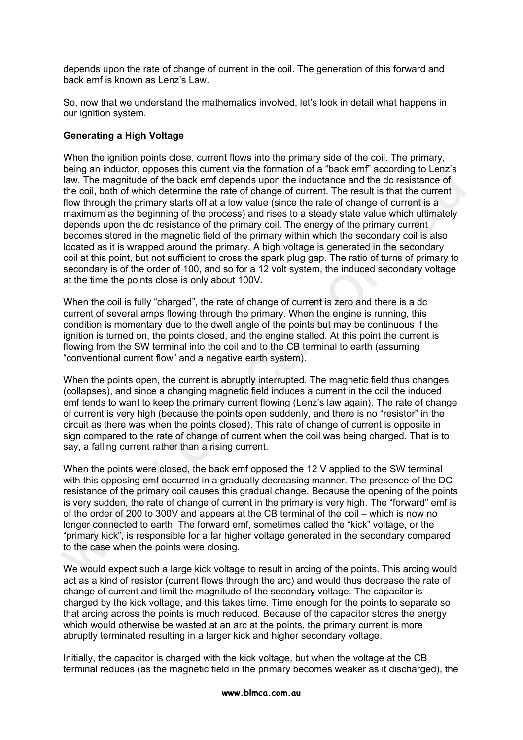depends upon the rate of change of current in the coil. The generation of this forward and back emf is known as Lenz's Law.

So, now that we understand the mathematics involved, let's look in detail what happens in our ignition system.

**Generating a High Voltage**

When the ignition points close, current flows into the primary side of the coil. The primary, being an inductor, opposes this current via the formation of a "back emf" according to Lenz's law. The magnitude of the back emf depends upon the inductance and the dc resistance of the coil, both of which determine the rate of change of current. The result is that the current flow through the primary starts off at a low value (since the rate of change of current is a maximum as the beginning of the process) and rises to a steady state value which ultimately depends upon the dc resistance of the primary coil. The energy of the primary current becomes stored in the magnetic field of the primary within which the secondary coil is also located as it is wrapped around the primary. A high voltage is generated in the secondary coil at this point, but not sufficient to cross the spark plug gap. The ratio of turns of primary to secondary is of the order of 100, and so for a 12 volt system, the induced secondary voltage at the time the points close is only about 100V.

When the coil is fully "charged", the rate of change of current is zero and there is a dc current of several amps flowing through the primary. When the engine is running, this condition is momentary due to the dwell angle of the points but may be continuous if the ignition is turned on, the points closed, and the engine stalled. At this point the current is flowing from the SW terminal into the coil and to the CB terminal to earth (assuming "conventional current flow" and a negative earth system).

When the points open, the current is abruptly interrupted. The magnetic field thus changes (collapses), and since a changing magnetic field induces a current in the coil the induced emf tends to want to keep the primary current flowing (Lenz's law again). The rate of change of current is very high (because the points open suddenly, and there is no "resistor" in the circuit as there was when the points closed). This rate of change of current is opposite in sign compared to the rate of change of current when the coil was being charged. That is to say, a falling current rather than a rising current.

When the points were closed, the back emf opposed the 12 V applied to the SW terminal with this opposing emf occurred in a gradually decreasing manner. The presence of the DC resistance of the primary coil causes this gradual change. Because the opening of the points is very sudden, the rate of change of current in the primary is very high. The "forward" emf is of the order of 200 to 300V and appears at the CB terminal of the coil – which is now no longer connected to earth. The forward emf, sometimes called the "kick" voltage, or the "primary kick", is responsible for a far higher voltage generated in the secondary compared to the case when the points were closing.

We would expect such a large kick voltage to result in arcing of the points. This arcing would act as a kind of resistor (current flows through the arc) and would thus decrease the rate of change of current and limit the magnitude of the secondary voltage. The capacitor is charged by the kick voltage, and this takes time. Time enough for the points to separate so that arcing across the points is much reduced. Because of the capacitor stores the energy which would otherwise be wasted at an arc at the points, the primary current is more abruptly terminated resulting in a larger kick and higher secondary voltage.

Initially, the capacitor is charged with the kick voltage, but when the voltage at the CB terminal reduces (as the magnetic field in the primary becomes weaker as it discharged), the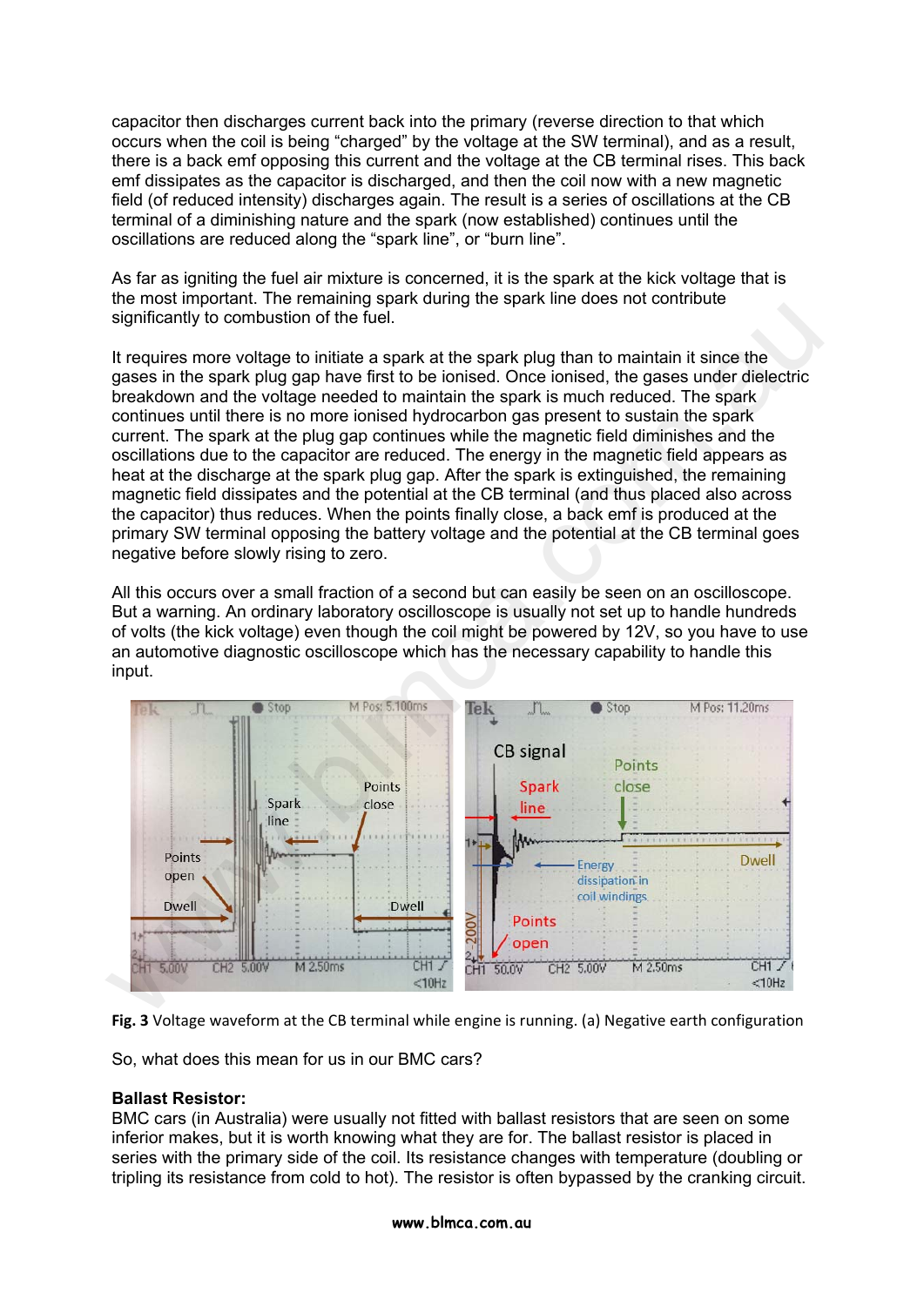capacitor then discharges current back into the primary (reverse direction to that which occurs when the coil is being "charged" by the voltage at the SW terminal), and as a result, there is a back emf opposing this current and the voltage at the CB terminal rises. This back emf dissipates as the capacitor is discharged, and then the coil now with a new magnetic field (of reduced intensity) discharges again. The result is a series of oscillations at the CB terminal of a diminishing nature and the spark (now established) continues until the oscillations are reduced along the "spark line", or "burn line".

As far as igniting the fuel air mixture is concerned, it is the spark at the kick voltage that is the most important. The remaining spark during the spark line does not contribute significantly to combustion of the fuel.

It requires more voltage to initiate a spark at the spark plug than to maintain it since the gases in the spark plug gap have first to be ionised. Once ionised, the gases under dielectric breakdown and the voltage needed to maintain the spark is much reduced. The spark continues until there is no more ionised hydrocarbon gas present to sustain the spark current. The spark at the plug gap continues while the magnetic field diminishes and the oscillations due to the capacitor are reduced. The energy in the magnetic field appears as heat at the discharge at the spark plug gap. After the spark is extinguished, the remaining magnetic field dissipates and the potential at the CB terminal (and thus placed also across the capacitor) thus reduces. When the points finally close, a back emf is produced at the primary SW terminal opposing the battery voltage and the potential at the CB terminal goes negative before slowly rising to zero.

All this occurs over a small fraction of a second but can easily be seen on an oscilloscope. But a warning. An ordinary laboratory oscilloscope is usually not set up to handle hundreds of volts (the kick voltage) even though the coil might be powered by 12V, so you have to use an automotive diagnostic oscilloscope which has the necessary capability to handle this input.

**Fig. 3** Voltage waveform at the CB terminal while engine is running. (a) Negative earth configuration

So, what does this mean for us in our BMC cars?

**Ballast Resistor:**
BMC cars (in Australia) were usually not fitted with ballast resistors that are seen on some inferior makes, but it is worth knowing what they are for. The ballast resistor is placed in series with the primary side of the coil. Its resistance changes with temperature (doubling or tripling its resistance from cold to hot). The resistor is often bypassed by the cranking circuit.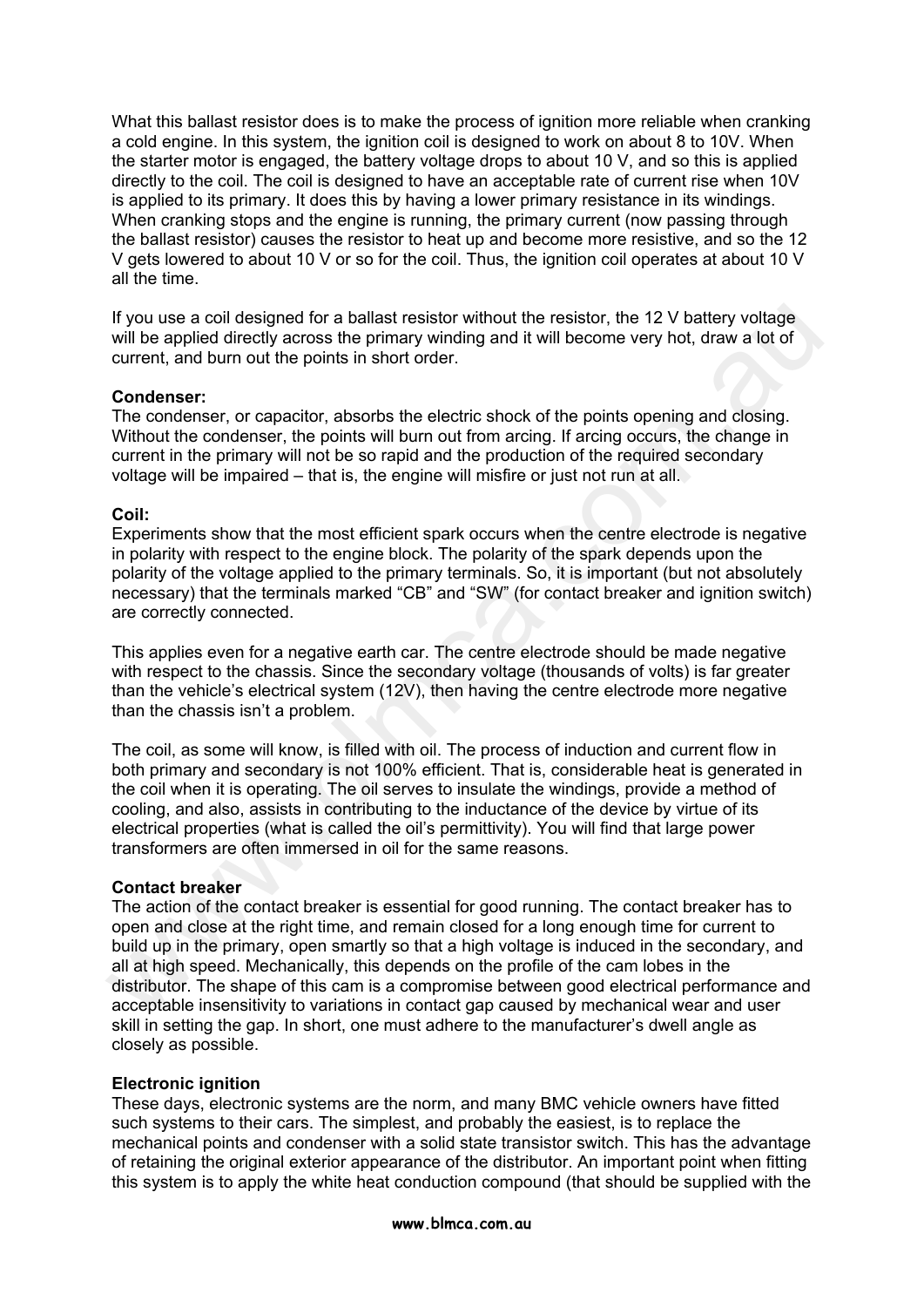What this ballast resistor does is to make the process of ignition more reliable when cranking a cold engine. In this system, the ignition coil is designed to work on about 8 to 10V. When the starter motor is engaged, the battery voltage drops to about 10 V, and so this is applied directly to the coil. The coil is designed to have an acceptable rate of current rise when 10V is applied to its primary. It does this by having a lower primary resistance in its windings. When cranking stops and the engine is running, the primary current (now passing through the ballast resistor) causes the resistor to heat up and become more resistive, and so the 12 V gets lowered to about 10 V or so for the coil. Thus, the ignition coil operates at about 10 V all the time.

If you use a coil designed for a ballast resistor without the resistor, the 12 V battery voltage will be applied directly across the primary winding and it will become very hot, draw a lot of current, and burn out the points in short order.

**Condenser:**
The condenser, or capacitor, absorbs the electric shock of the points opening and closing. Without the condenser, the points will burn out from arcing. If arcing occurs, the change in current in the primary will not be so rapid and the production of the required secondary voltage will be impaired – that is, the engine will misfire or just not run at all.

**Coil:**
Experiments show that the most efficient spark occurs when the centre electrode is negative in polarity with respect to the engine block. The polarity of the spark depends upon the polarity of the voltage applied to the primary terminals. So, it is important (but not absolutely necessary) that the terminals marked "CB" and "SW" (for contact breaker and ignition switch) are correctly connected.

This applies even for a negative earth car. The centre electrode should be made negative with respect to the chassis. Since the secondary voltage (thousands of volts) is far greater than the vehicle's electrical system (12V), then having the centre electrode more negative than the chassis isn't a problem.

The coil, as some will know, is filled with oil. The process of induction and current flow in both primary and secondary is not 100% efficient. That is, considerable heat is generated in the coil when it is operating. The oil serves to insulate the windings, provide a method of cooling, and also, assists in contributing to the inductance of the device by virtue of its electrical properties (what is called the oil's permittivity). You will find that large power transformers are often immersed in oil for the same reasons.

**Contact breaker**
The action of the contact breaker is essential for good running. The contact breaker has to open and close at the right time, and remain closed for a long enough time for current to build up in the primary, open smartly so that a high voltage is induced in the secondary, and all at high speed. Mechanically, this depends on the profile of the cam lobes in the distributor. The shape of this cam is a compromise between good electrical performance and acceptable insensitivity to variations in contact gap caused by mechanical wear and user skill in setting the gap. In short, one must adhere to the manufacturer's dwell angle as closely as possible.

**Electronic ignition**
These days, electronic systems are the norm, and many BMC vehicle owners have fitted such systems to their cars. The simplest, and probably the easiest, is to replace the mechanical points and condenser with a solid state transistor switch. This has the advantage of retaining the original exterior appearance of the distributor. An important point when fitting this system is to apply the white heat conduction compound (that should be supplied with the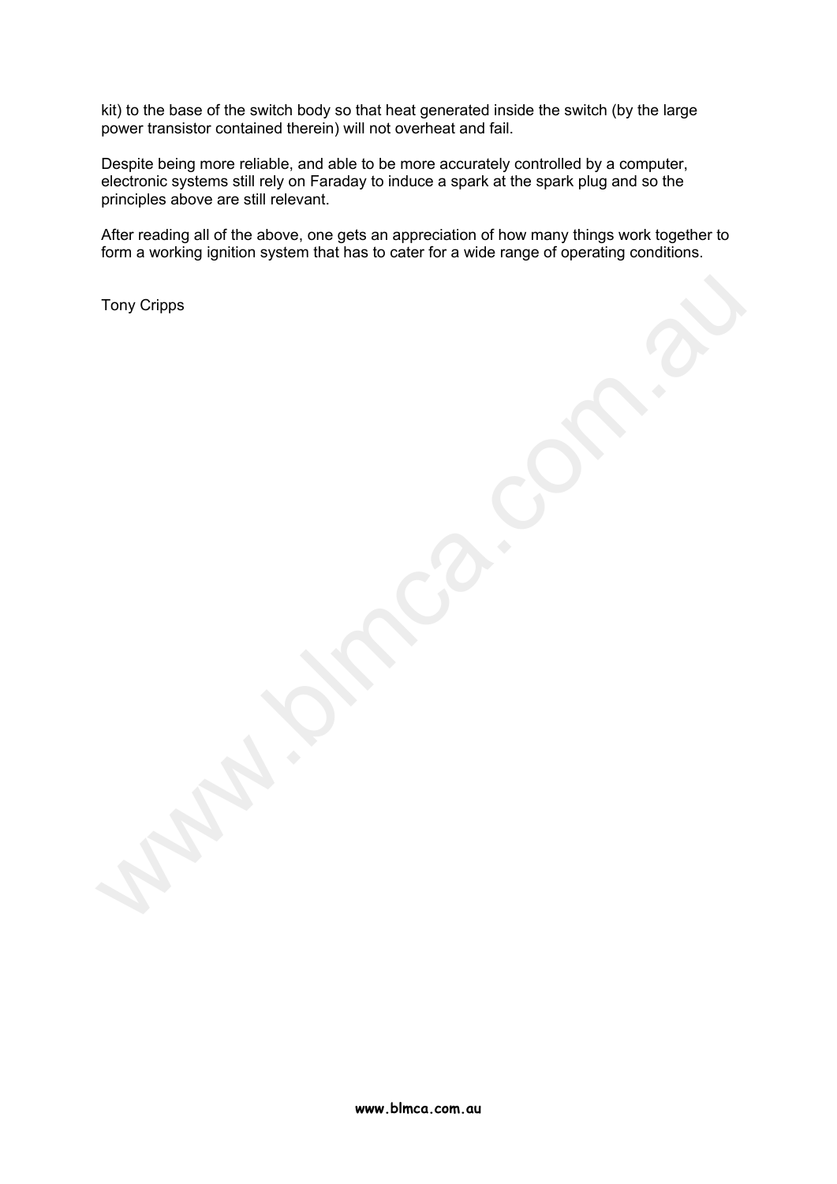kit) to the base of the switch body so that heat generated inside the switch (by the large power transistor contained therein) will not overheat and fail.

Despite being more reliable, and able to be more accurately controlled by a computer, electronic systems still rely on Faraday to induce a spark at the spark plug and so the principles above are still relevant.

After reading all of the above, one gets an appreciation of how many things work together to form a working ignition system that has to cater for a wide range of operating conditions.

Tony Cripps